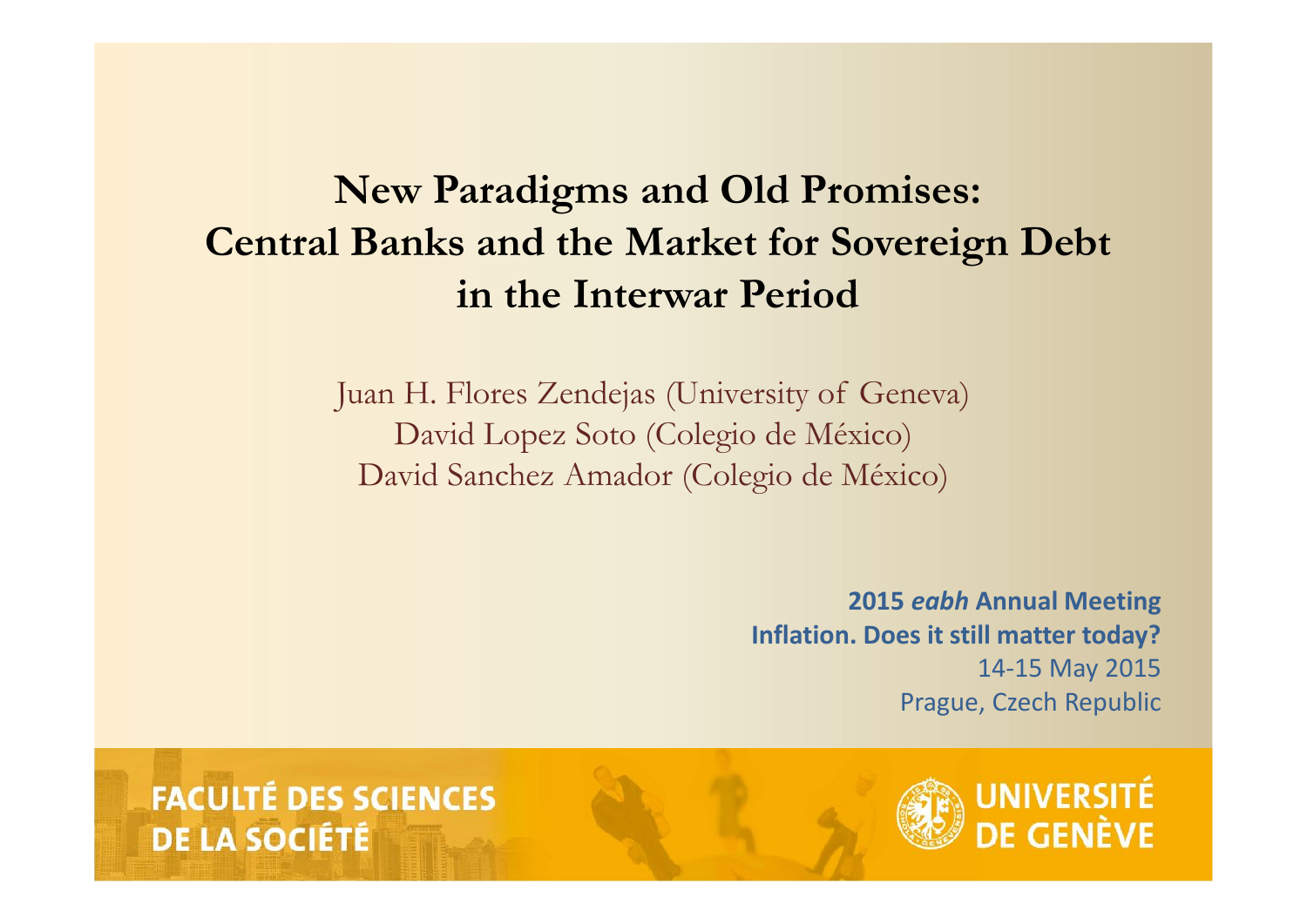# New Paradigms and Old Promises: Central Banks and the Market for Sovereign Debt in the Interwar Period

Juan H. Flores Zendejas (University of Geneva)
David Lopez Soto (Colegio de México)
David Sanchez Amador (Colegio de México)

**2015 *eabh* Annual Meeting**
**Inflation. Does it still matter today?**
14-15 May 2015
Prague, Czech Republic

FACULTÉ DES SCIENCES DE LA SOCIÉTÉ

UNIVERSITÉ DE GENÈVE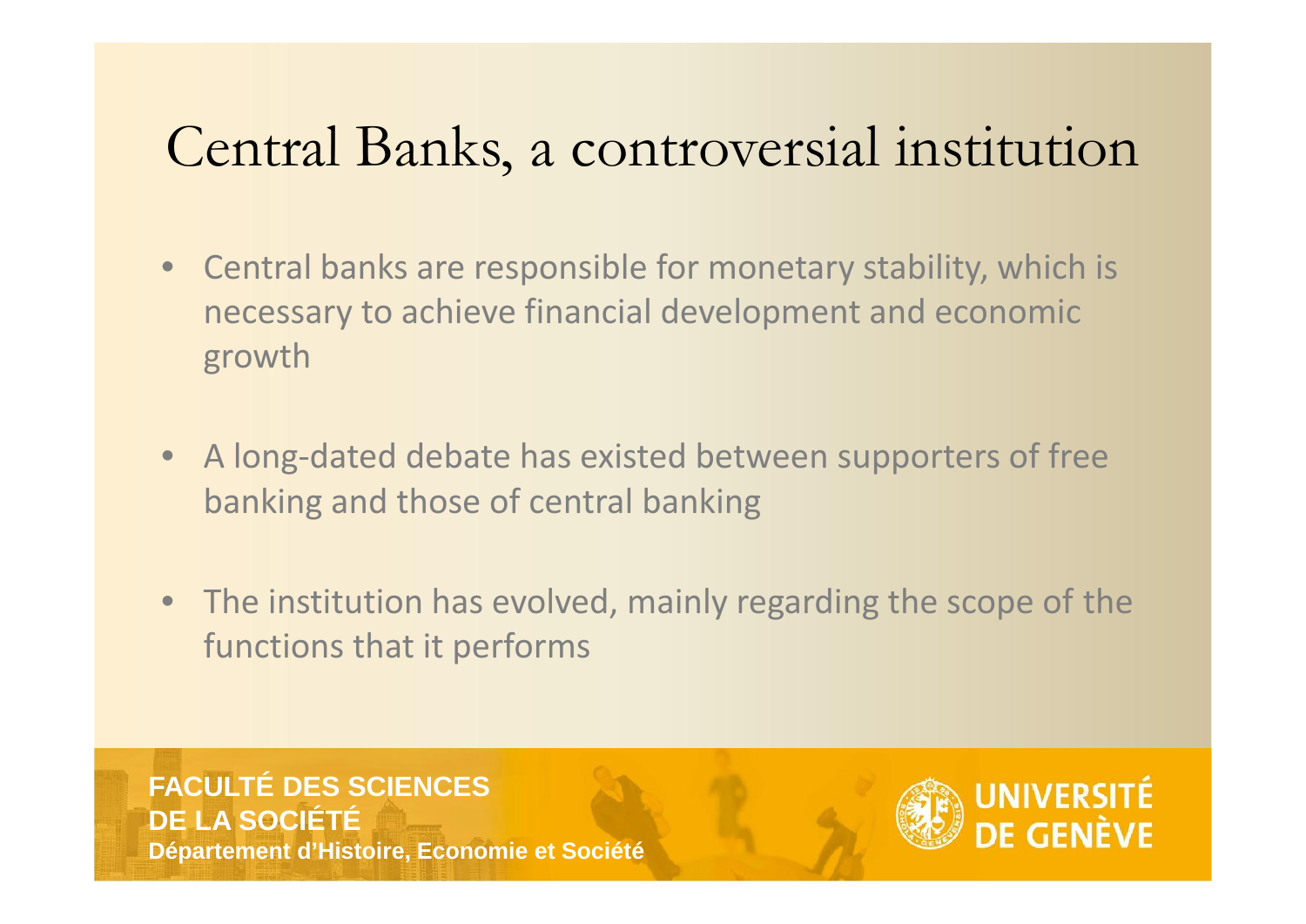# Central Banks, a controversial institution

- Central banks are responsible for monetary stability, which is necessary to achieve financial development and economic growth
- A long-dated debate has existed between supporters of free banking and those of central banking
- The institution has evolved, mainly regarding the scope of the functions that it performs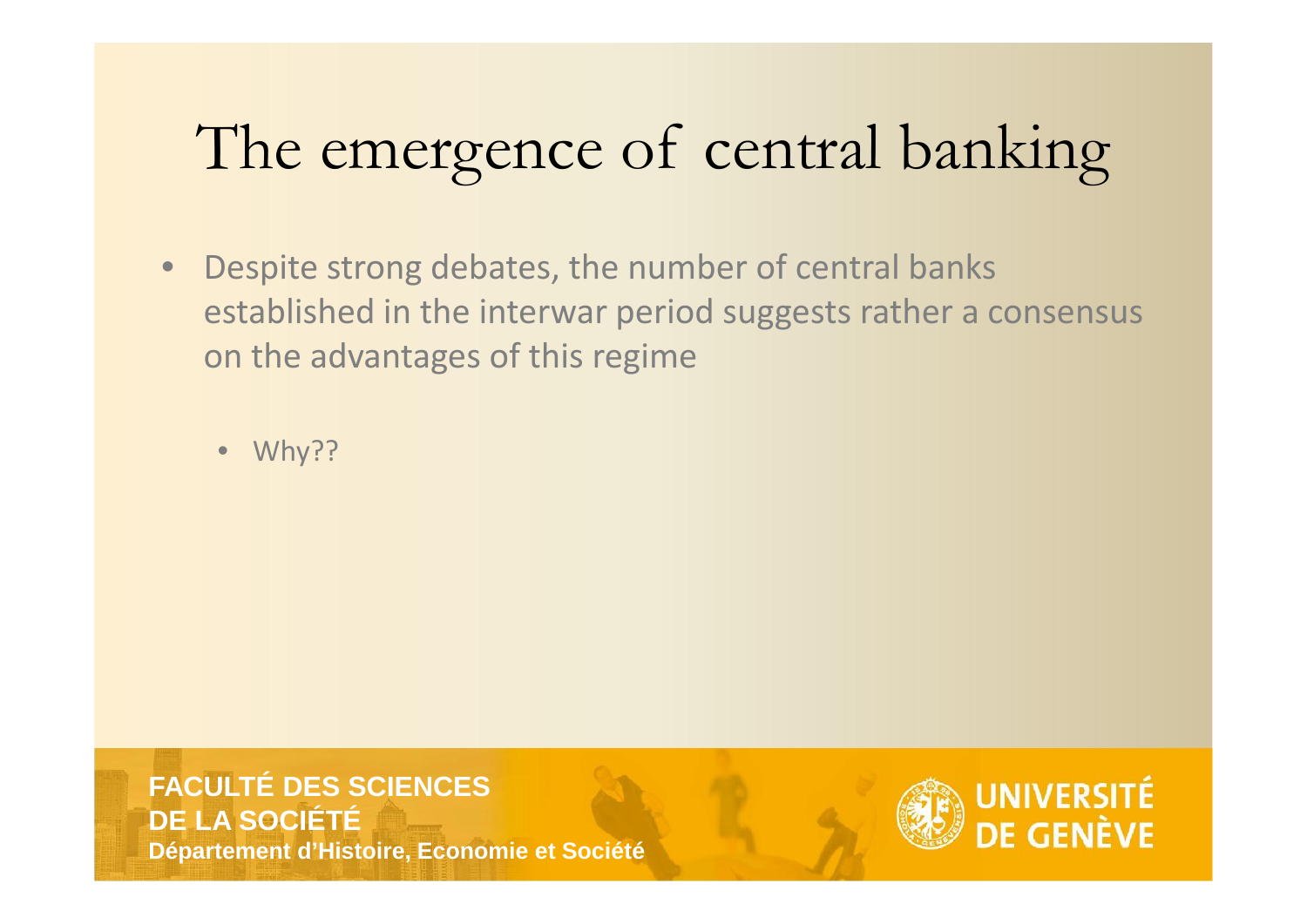# The emergence of central banking

- Despite strong debates, the number of central banks established in the interwar period suggests rather a consensus on the advantages of this regime
  - Why??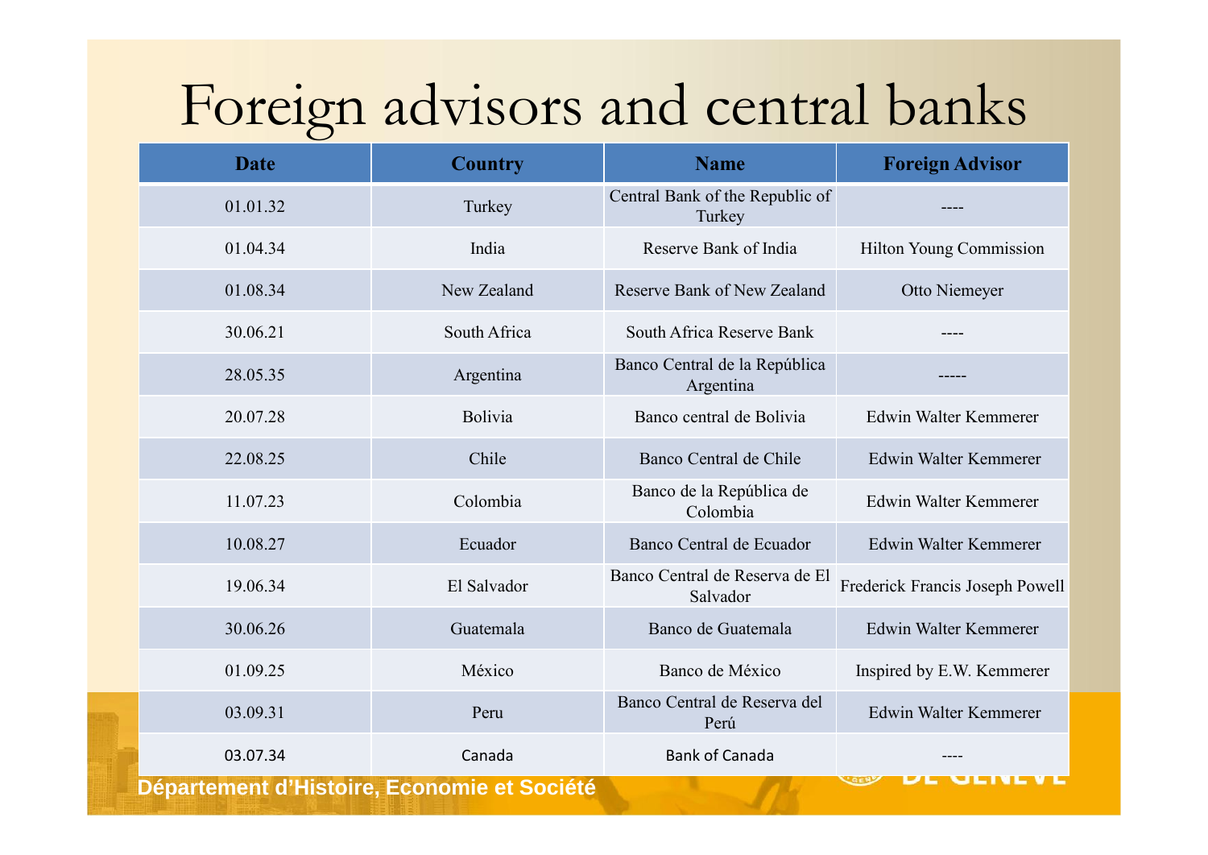# Foreign advisors and central banks

| Date | Country | Name | Foreign Advisor |
|---|---|---|---|
| 01.01.32 | Turkey | Central Bank of the Republic of Turkey | ---- |
| 01.04.34 | India | Reserve Bank of India | Hilton Young Commission |
| 01.08.34 | New Zealand | Reserve Bank of New Zealand | Otto Niemeyer |
| 30.06.21 | South Africa | South Africa Reserve Bank | ---- |
| 28.05.35 | Argentina | Banco Central de la República Argentina | ----- |
| 20.07.28 | Bolivia | Banco central de Bolivia | Edwin Walter Kemmerer |
| 22.08.25 | Chile | Banco Central de Chile | Edwin Walter Kemmerer |
| 11.07.23 | Colombia | Banco de la República de Colombia | Edwin Walter Kemmerer |
| 10.08.27 | Ecuador | Banco Central de Ecuador | Edwin Walter Kemmerer |
| 19.06.34 | El Salvador | Banco Central de Reserva de El Salvador | Frederick Francis Joseph Powell |
| 30.06.26 | Guatemala | Banco de Guatemala | Edwin Walter Kemmerer |
| 01.09.25 | México | Banco de México | Inspired by E.W. Kemmerer |
| 03.09.31 | Peru | Banco Central de Reserva del Perú | Edwin Walter Kemmerer |
| 03.07.34 | Canada | Bank of Canada | ---- |

Département d'Histoire, Economie et Société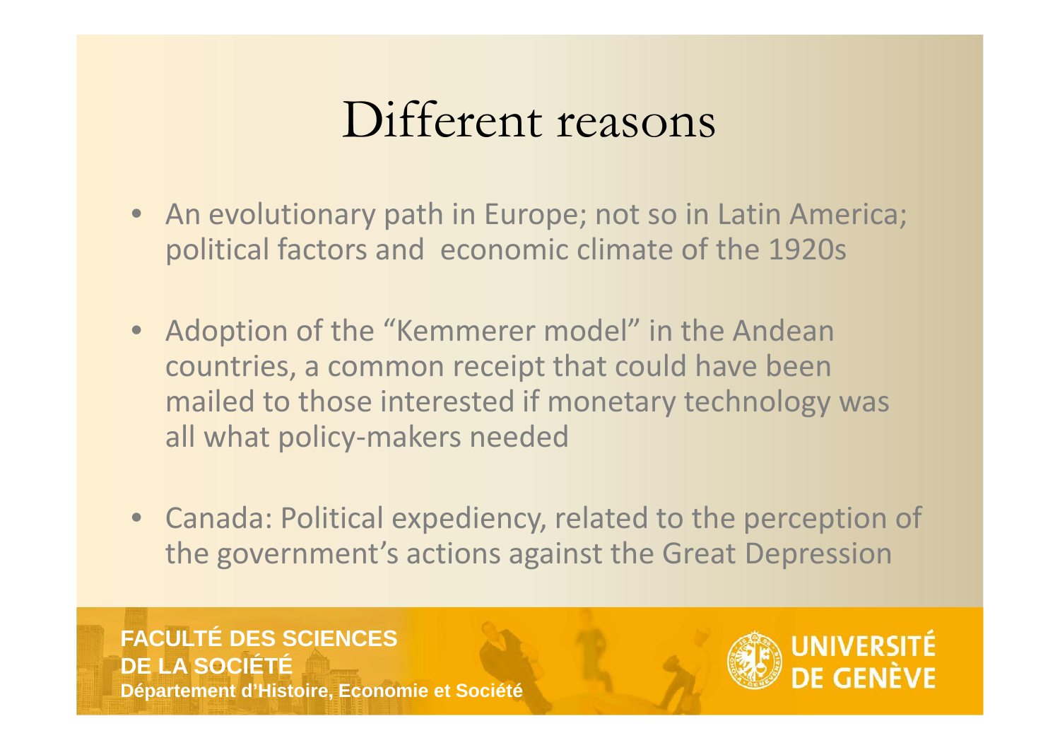# Different reasons

- An evolutionary path in Europe; not so in Latin America; political factors and economic climate of the 1920s
- Adoption of the "Kemmerer model" in the Andean countries, a common receipt that could have been mailed to those interested if monetary technology was all what policy-makers needed
- Canada: Political expediency, related to the perception of the government's actions against the Great Depression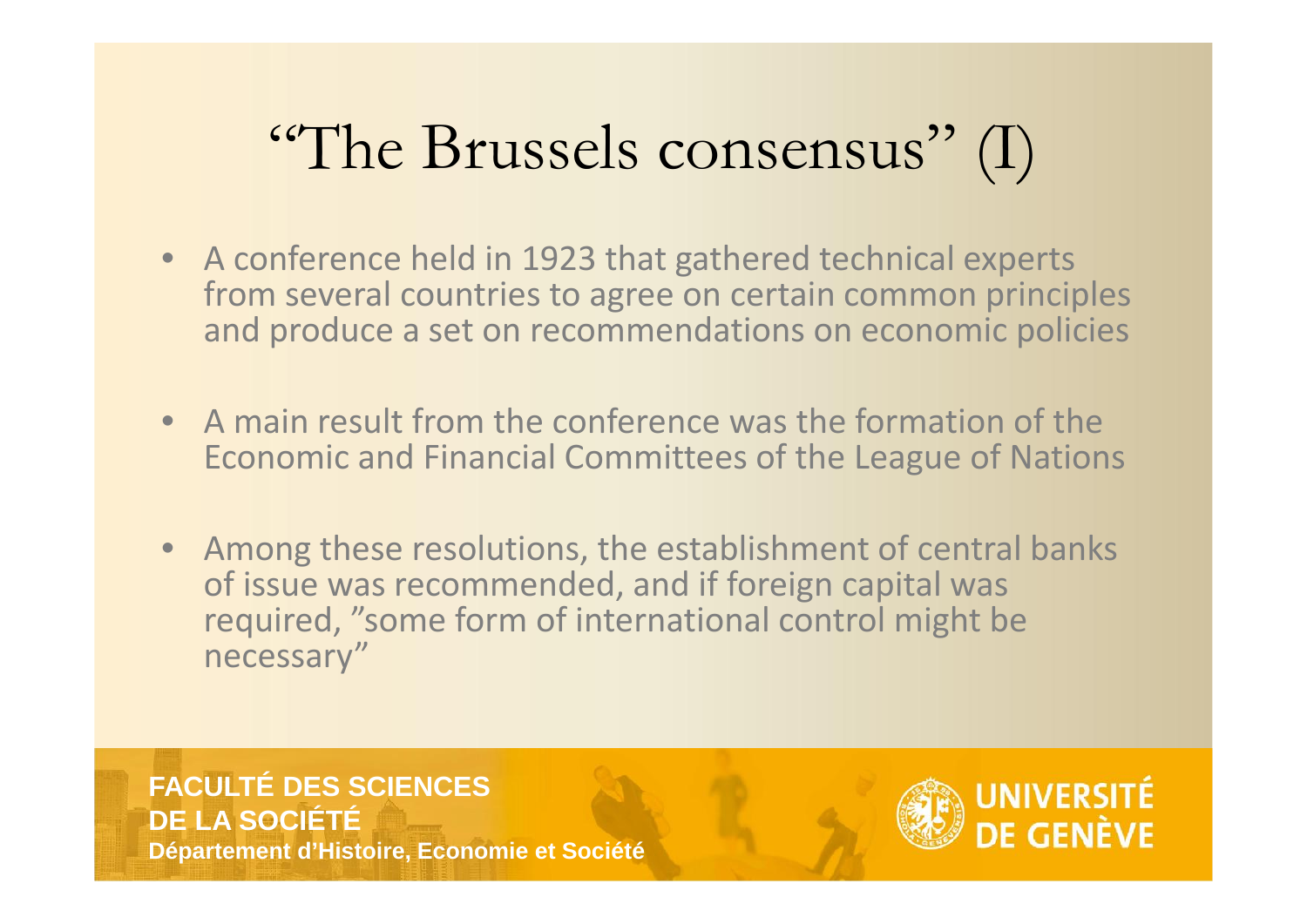# "The Brussels consensus" (I)

- A conference held in 1923 that gathered technical experts from several countries to agree on certain common principles and produce a set on recommendations on economic policies
- A main result from the conference was the formation of the Economic and Financial Committees of the League of Nations
- Among these resolutions, the establishment of central banks of issue was recommended, and if foreign capital was required, "some form of international control might be necessary"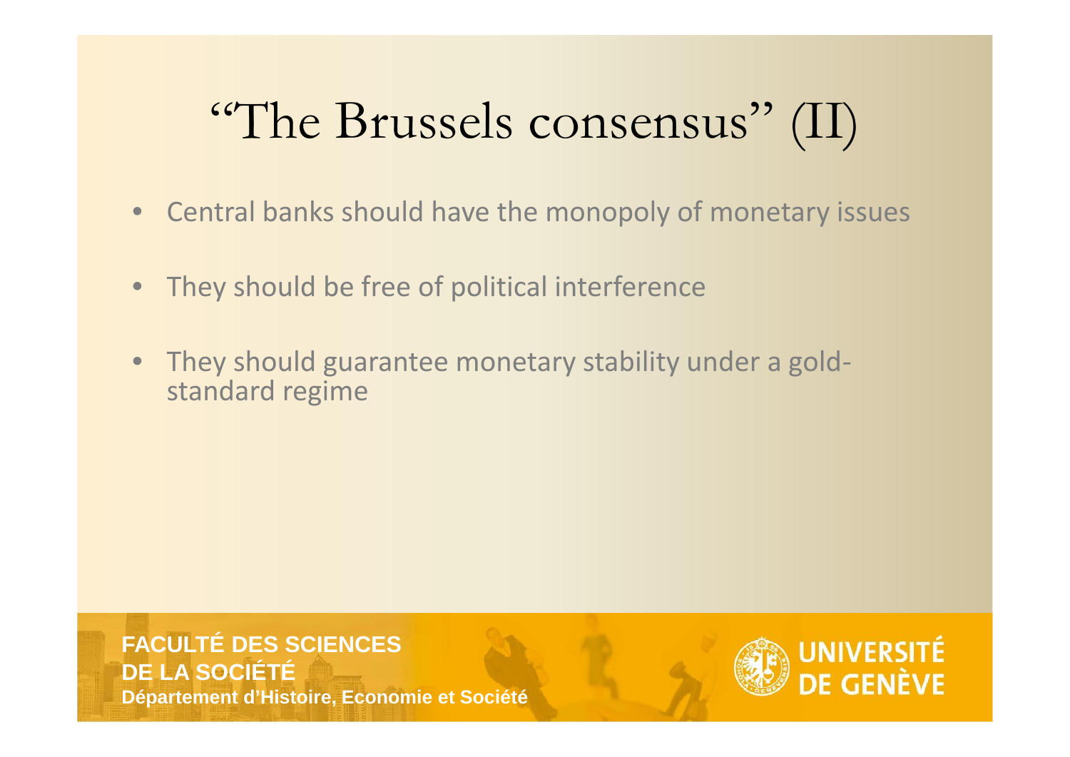# "The Brussels consensus" (II)

- Central banks should have the monopoly of monetary issues
- They should be free of political interference
- They should guarantee monetary stability under a gold-standard regime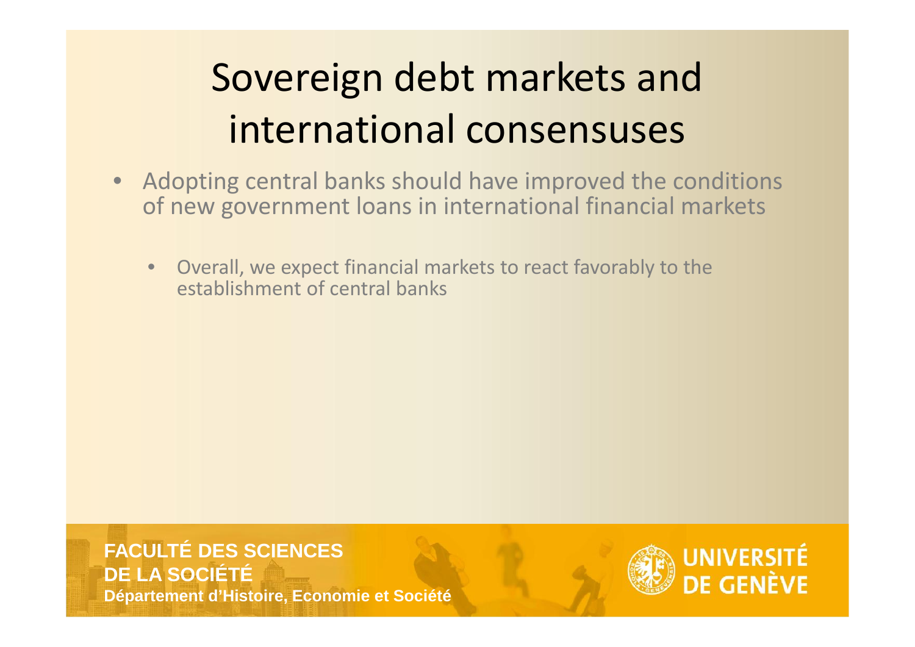# Sovereign debt markets and international consensuses

- Adopting central banks should have improved the conditions of new government loans in international financial markets
  - Overall, we expect financial markets to react favorably to the establishment of central banks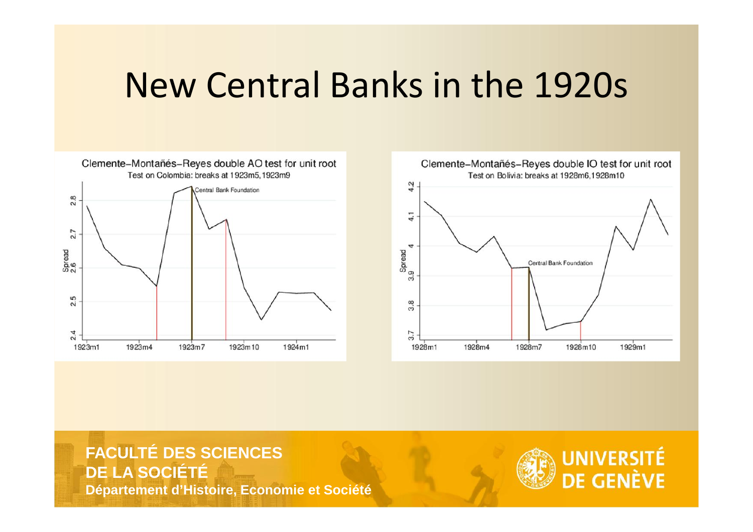# New Central Banks in the 1920s

Clemente–Montañés–Reyes double AO test for unit root

Test on Colombia: breaks at 1923m5, 1923m9

Clemente–Montañés–Reyes double IO test for unit root

Test on Bolivia: breaks at 1928m6, 1928m10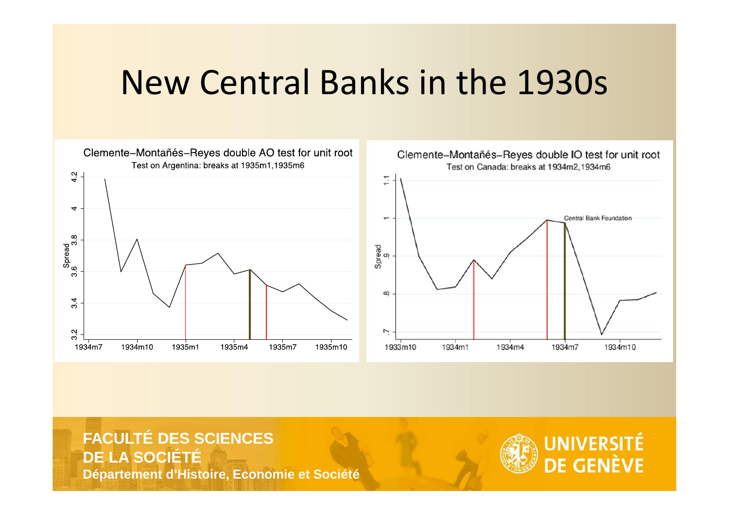# New Central Banks in the 1930s

Clemente–Montañés–Reyes double AO test for unit root

Test on Argentina: breaks at 1935m1,1935m6

Clemente–Montañés–Reyes double IO test for unit root

Test on Canada: breaks at 1934m2,1934m6

Central Bank Foundation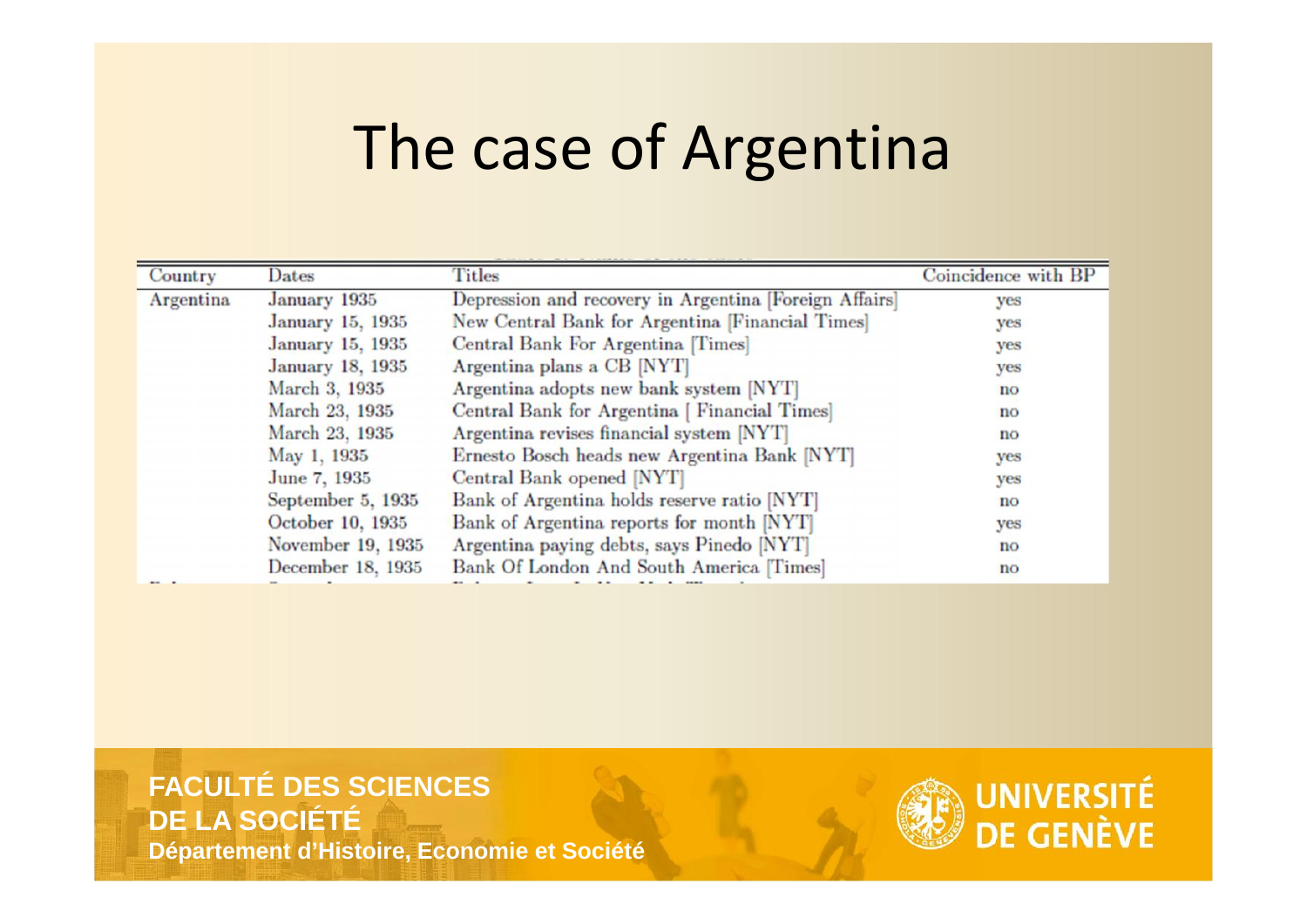# The case of Argentina

| Country | Dates | Titles | Coincidence with BP |
|---|---|---|---|
| Argentina | January 1935 | Depression and recovery in Argentina [Foreign Affairs] | yes |
| | January 15, 1935 | New Central Bank for Argentina [Financial Times] | yes |
| | January 15, 1935 | Central Bank For Argentina [Times] | yes |
| | January 18, 1935 | Argentina plans a CB [NYT] | yes |
| | March 3, 1935 | Argentina adopts new bank system [NYT] | no |
| | March 23, 1935 | Central Bank for Argentina [ Financial Times] | no |
| | March 23, 1935 | Argentina revises financial system [NYT] | no |
| | May 1, 1935 | Ernesto Bosch heads new Argentina Bank [NYT] | yes |
| | June 7, 1935 | Central Bank opened [NYT] | yes |
| | September 5, 1935 | Bank of Argentina holds reserve ratio [NYT] | no |
| | October 10, 1935 | Bank of Argentina reports for month [NYT] | yes |
| | November 19, 1935 | Argentina paying debts, says Pinedo [NYT] | no |
| | December 18, 1935 | Bank Of London And South America [Times] | no |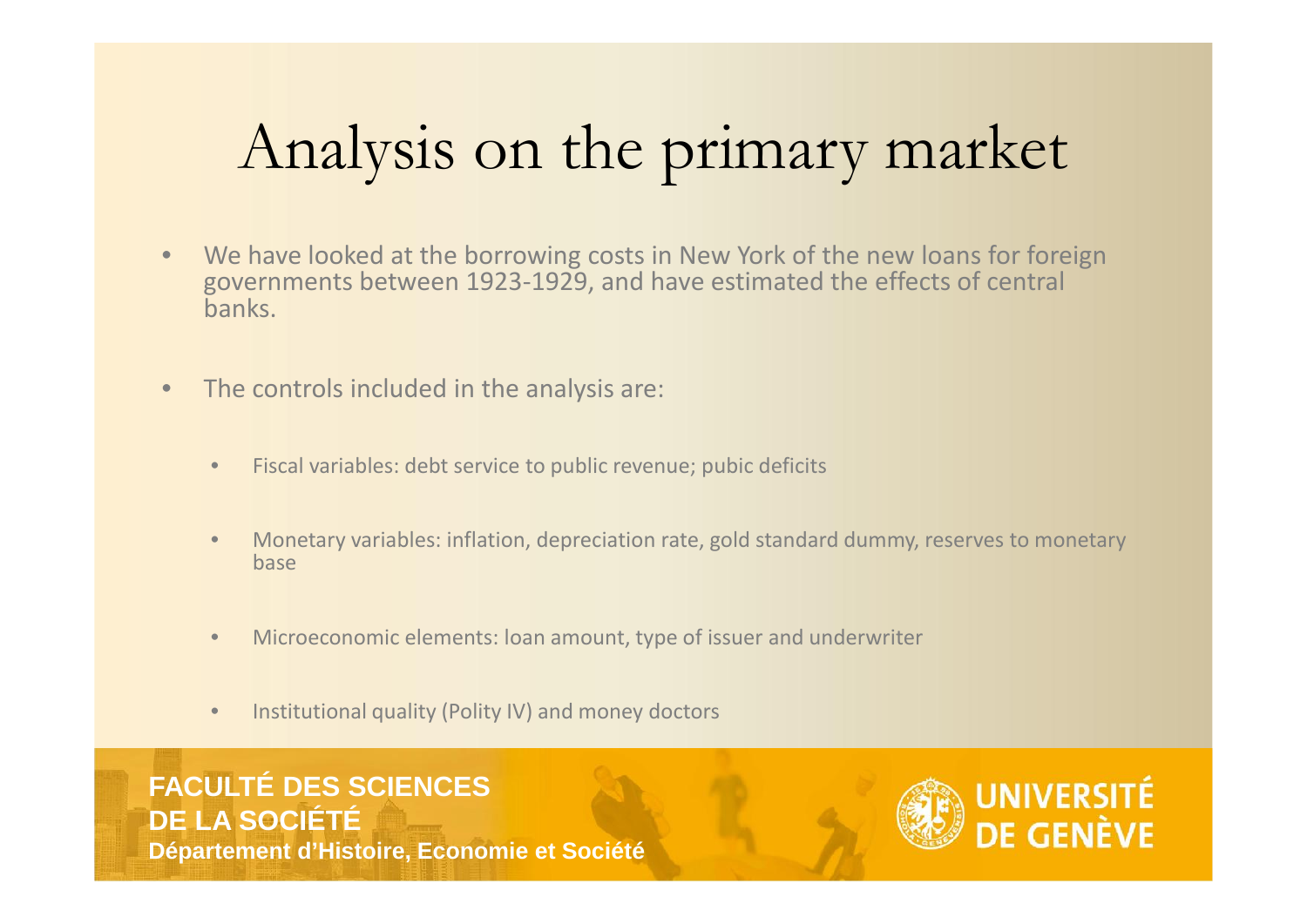# Analysis on the primary market

- We have looked at the borrowing costs in New York of the new loans for foreign governments between 1923-1929, and have estimated the effects of central banks.
- The controls included in the analysis are:
  - Fiscal variables: debt service to public revenue; pubic deficits
  - Monetary variables: inflation, depreciation rate, gold standard dummy, reserves to monetary base
  - Microeconomic elements: loan amount, type of issuer and underwriter
  - Institutional quality (Polity IV) and money doctors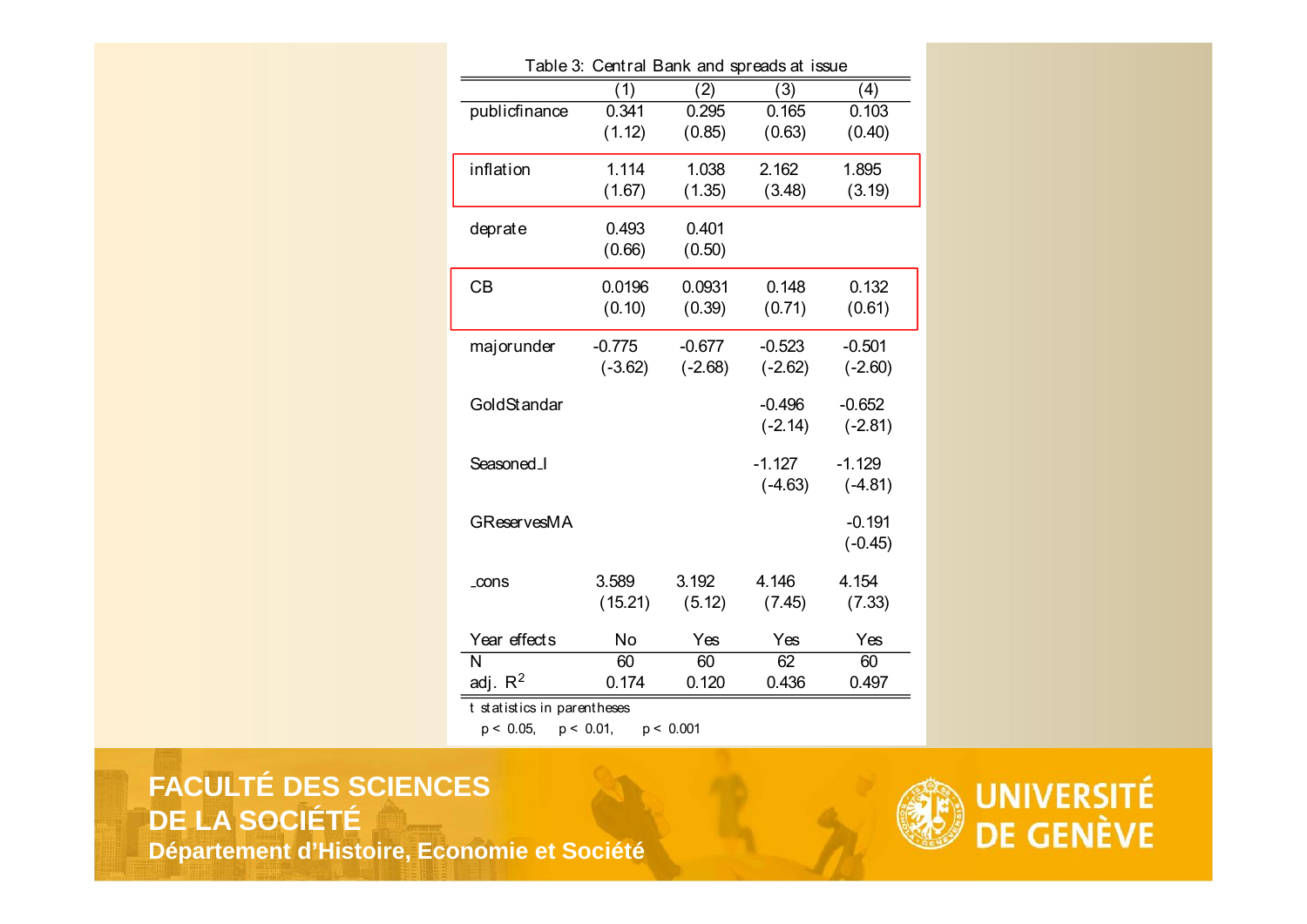Table 3: Central Bank and spreads at issue

| | (1) | (2) | (3) | (4) |
|---|---|---|---|---|
| publicfinance | 0.341 | 0.295 | 0.165 | 0.103 |
| | (1.12) | (0.85) | (0.63) | (0.40) |
| inflation | 1.114 | 1.038 | 2.162 | 1.895 |
| | (1.67) | (1.35) | (3.48) | (3.19) |
| deprate | 0.493 | 0.401 | | |
| | (0.66) | (0.50) | | |
| CB | 0.0196 | 0.0931 | 0.148 | 0.132 |
| | (0.10) | (0.39) | (0.71) | (0.61) |
| majorunder | -0.775 | -0.677 | -0.523 | -0.501 |
| | (-3.62) | (-2.68) | (-2.62) | (-2.60) |
| GoldStandar | | | -0.496 | -0.652 |
| | | | (-2.14) | (-2.81) |
| Seasoned_I | | | -1.127 | -1.129 |
| | | | (-4.63) | (-4.81) |
| GReservesMA | | | | -0.191 |
| | | | | (-0.45) |
| _cons | 3.589 | 3.192 | 4.146 | 4.154 |
| | (15.21) | (5.12) | (7.45) | (7.33) |
| Year effects | No | Yes | Yes | Yes |
| N | 60 | 60 | 62 | 60 |
| adj. $R^2$ | 0.174 | 0.120 | 0.436 | 0.497 |

t statistics in parentheses

$p < 0.05$, $p < 0.01$, $p < 0.001$

FACULTÉ DES SCIENCES DE LA SOCIÉTÉ
Département d'Histoire, Economie et Société

UNIVERSITÉ DE GENÈVE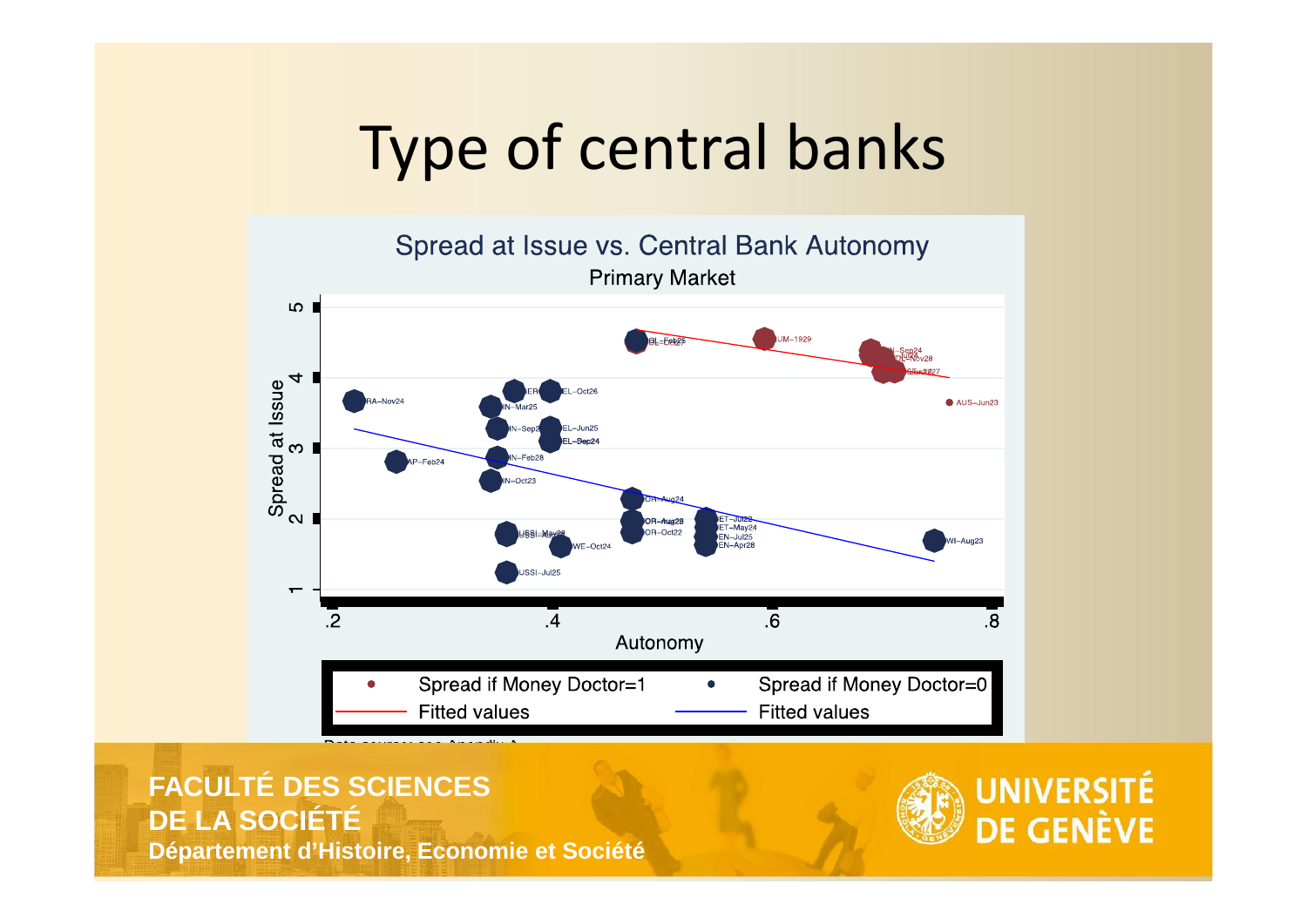# Type of central banks

## Spread at Issue vs. Central Bank Autonomy

Primary Market

Spread at Issue (y-axis: 1–5) vs. Autonomy (x-axis: .2–.8)

Data points (partially obscured labels): OL-Feb25, OL-Oct27, UM-1929, N-Sep24, DL-Nov28, CE-Feb27, AUS-Jun23, RA-Nov24, ER, EL-Oct26, IN-Mar25, IN-Sep2, EL-Jun25, EL-Sep24, AP-Feb24, IN-Feb28, IN-Oct23, OR-Aug24, OR-Aug28, OR-Oct22, ET-Jul22, ET-May24, EN-Jul25, EN-Apr26, USSI-May28, WE-Oct24, USSI-Jul25, WI-Aug23

| Legend | |
|---|---|
| Spread if Money Doctor=1 | Spread if Money Doctor=0 |
| Fitted values | Fitted values |

Data sources: see Appendix A

**FACULTÉ DES SCIENCES DE LA SOCIÉTÉ**

**Département d'Histoire, Economie et Société**

**UNIVERSITÉ DE GENÈVE**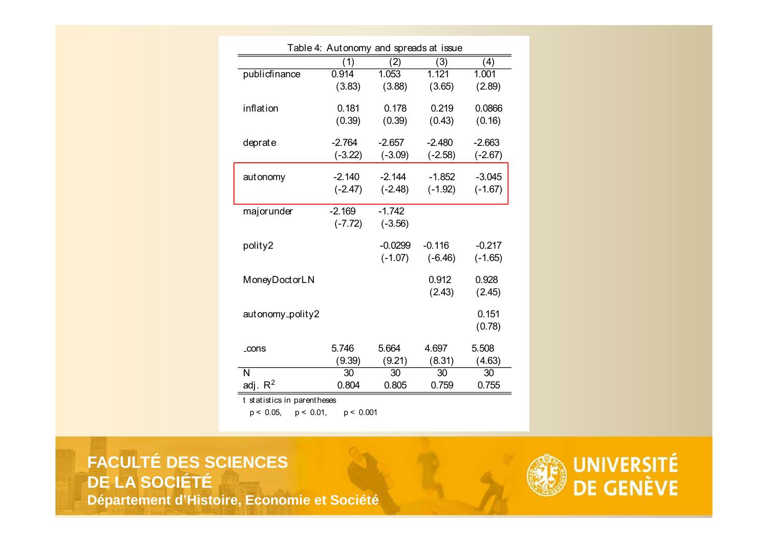Table 4: Autonomy and spreads at issue

| | (1) | (2) | (3) | (4) |
|---|---|---|---|---|
| publicfinance | 0.914 | 1.053 | 1.121 | 1.001 |
| | (3.83) | (3.88) | (3.65) | (2.89) |
| inflation | 0.181 | 0.178 | 0.219 | 0.0866 |
| | (0.39) | (0.39) | (0.43) | (0.16) |
| deprate | -2.764 | -2.657 | -2.480 | -2.663 |
| | (-3.22) | (-3.09) | (-2.58) | (-2.67) |
| autonomy | -2.140 | -2.144 | -1.852 | -3.045 |
| | (-2.47) | (-2.48) | (-1.92) | (-1.67) |
| majorunder | -2.169 | -1.742 | | |
| | (-7.72) | (-3.56) | | |
| polity2 | | -0.0299 | -0.116 | -0.217 |
| | | (-1.07) | (-6.46) | (-1.65) |
| MoneyDoctorLN | | | 0.912 | 0.928 |
| | | | (2.43) | (2.45) |
| autonomy_polity2 | | | | 0.151 |
| | | | | (0.78) |
| _cons | 5.746 | 5.664 | 4.697 | 5.508 |
| | (9.39) | (9.21) | (8.31) | (4.63) |
| N | 30 | 30 | 30 | 30 |
| adj. $R^2$ | 0.804 | 0.805 | 0.759 | 0.755 |

t statistics in parentheses

$p < 0.05$, $p < 0.01$, $p < 0.001$

**FACULTÉ DES SCIENCES DE LA SOCIÉTÉ**

**Département d'Histoire, Economie et Société**

**UNIVERSITÉ DE GENÈVE**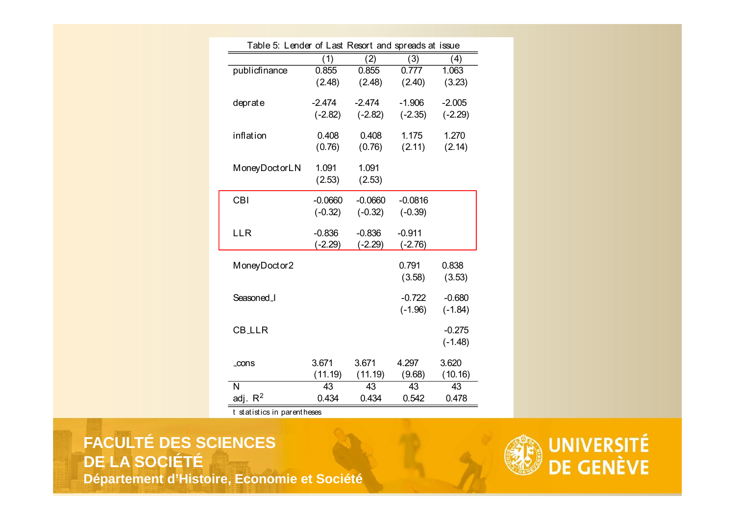Table 5: Lender of Last Resort and spreads at issue

| | (1) | (2) | (3) | (4) |
|---|---|---|---|---|
| publicfinance | 0.855 | 0.855 | 0.777 | 1.063 |
| | (2.48) | (2.48) | (2.40) | (3.23) |
| deprate | -2.474 | -2.474 | -1.906 | -2.005 |
| | (-2.82) | (-2.82) | (-2.35) | (-2.29) |
| inflation | 0.408 | 0.408 | 1.175 | 1.270 |
| | (0.76) | (0.76) | (2.11) | (2.14) |
| MoneyDoctorLN | 1.091 | 1.091 | | |
| | (2.53) | (2.53) | | |
| CBI | -0.0660 | -0.0660 | -0.0816 | |
| | (-0.32) | (-0.32) | (-0.39) | |
| LLR | -0.836 | -0.836 | -0.911 | |
| | (-2.29) | (-2.29) | (-2.76) | |
| MoneyDoctor2 | | | 0.791 | 0.838 |
| | | | (3.58) | (3.53) |
| Seasoned_I | | | -0.722 | -0.680 |
| | | | (-1.96) | (-1.84) |
| CB_LLR | | | | -0.275 |
| | | | | (-1.48) |
| _cons | 3.671 | 3.671 | 4.297 | 3.620 |
| | (11.19) | (11.19) | (9.68) | (10.16) |
| N | 43 | 43 | 43 | 43 |
| adj. $R^2$ | 0.434 | 0.434 | 0.542 | 0.478 |

t statistics in parentheses

**FACULTÉ DES SCIENCES DE LA SOCIÉTÉ**
**Département d'Histoire, Economie et Société**

**UNIVERSITÉ DE GENÈVE**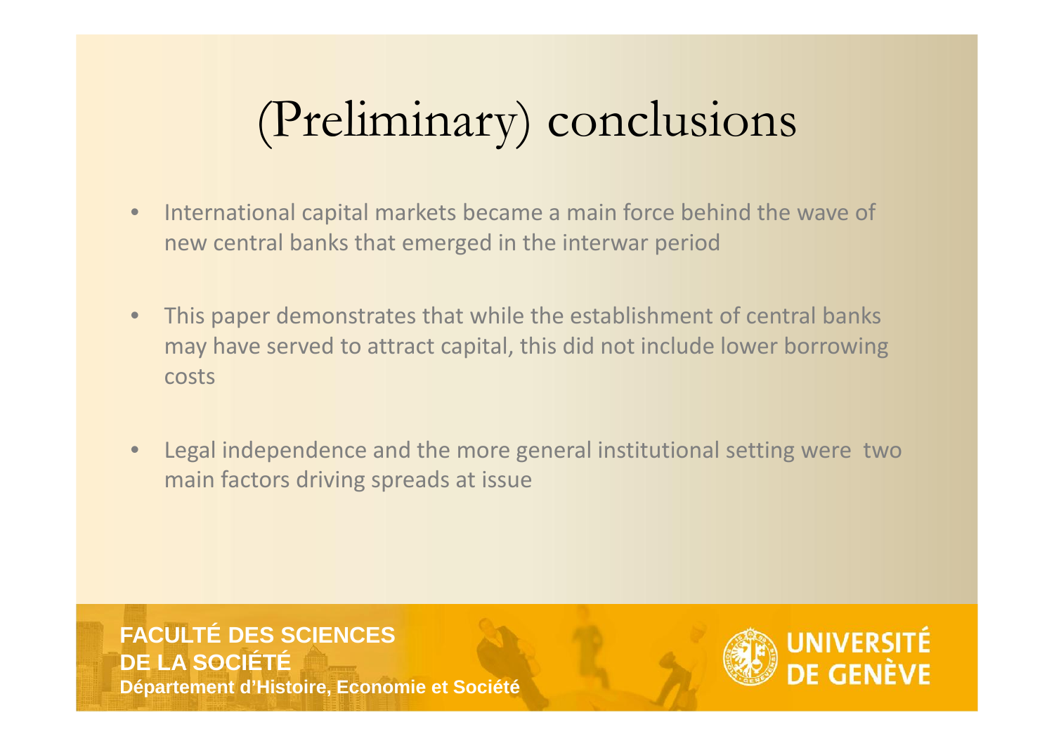# (Preliminary) conclusions

- International capital markets became a main force behind the wave of new central banks that emerged in the interwar period
- This paper demonstrates that while the establishment of central banks may have served to attract capital, this did not include lower borrowing costs
- Legal independence and the more general institutional setting were two main factors driving spreads at issue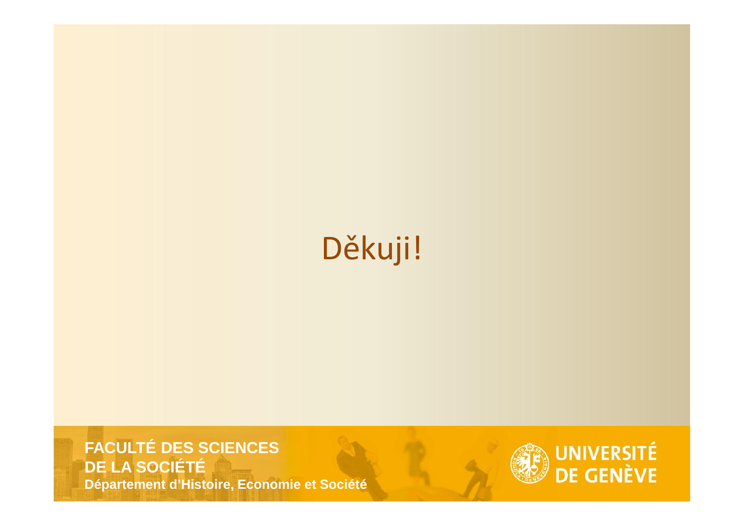# Děkuji!

**FACULTÉ DES SCIENCES DE LA SOCIÉTÉ**
**Département d'Histoire, Economie et Société**

UNIVERSITÉ DE GENÈVE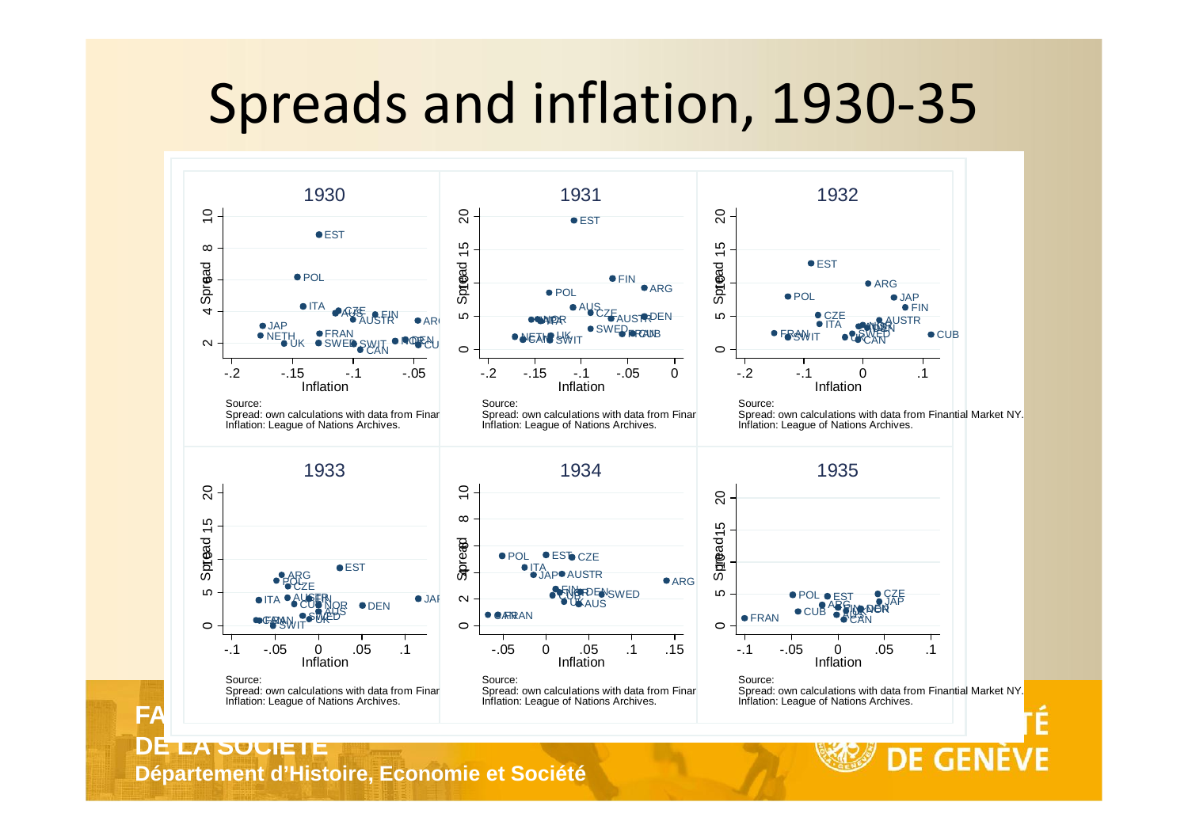# Spreads and inflation, 1930-35

1930

Spread

Inflation

EST POL ITA CZE AUS FIN AUSTR ARG JAP NETH FRAN UK SWED SWIT NOR DEN CAN CUB

-.2 -.15 -.1 -.05

2 4 6 8 10

Source:
Spread: own calculations with data from Finan
Inflation: League of Nations Archives.

1931

Spread

Inflation

EST FIN ARG POL AUS CZE AUSTR DEN NOR ITA SWED FRAN CUB NETH UK CAN SWIT

-.2 -.15 -.1 -.05 0

0 5 10 15 20

Source:
Spread: own calculations with data from Finan
Inflation: League of Nations Archives.

1932

Spread

Inflation

EST ARG POL JAP FIN CZE ITA AUSTR NOR DEN FRAN SWIT UK SWED CAN CUB

-.2 -.1 0 .1

0 5 10 15 20

Source:
Spread: own calculations with data from Finantial Market NY.
Inflation: League of Nations Archives.

1933

Spread

Inflation

EST ARG POL CZE ITA AUSTR CUB NOR AUS DEN JAP FRAN SWED UK SWIT

-.1 -.05 0 .05 .1

0 5 10 15 20

Source:
Spread: own calculations with data from Finan
Inflation: League of Nations Archives.

1934

Spread

Inflation

POL EST CZE ITA JAP AUSTR ARG FIN CUB DEN SWED UK AUS FRAN

-.05 0 .05 .1 .15

0 2 4 6 8 10

Source:
Spread: own calculations with data from Finan
Inflation: League of Nations Archives.

1935

Spread

Inflation

POL EST CZE JAP ARG CUB NOR DEN CAN FRAN

-.1 -.05 0 .05 .1

0 5 10 15 20

Source:
Spread: own calculations with data from Finantial Market NY.
Inflation: League of Nations Archives.

**Département d'Histoire, Economie et Société**